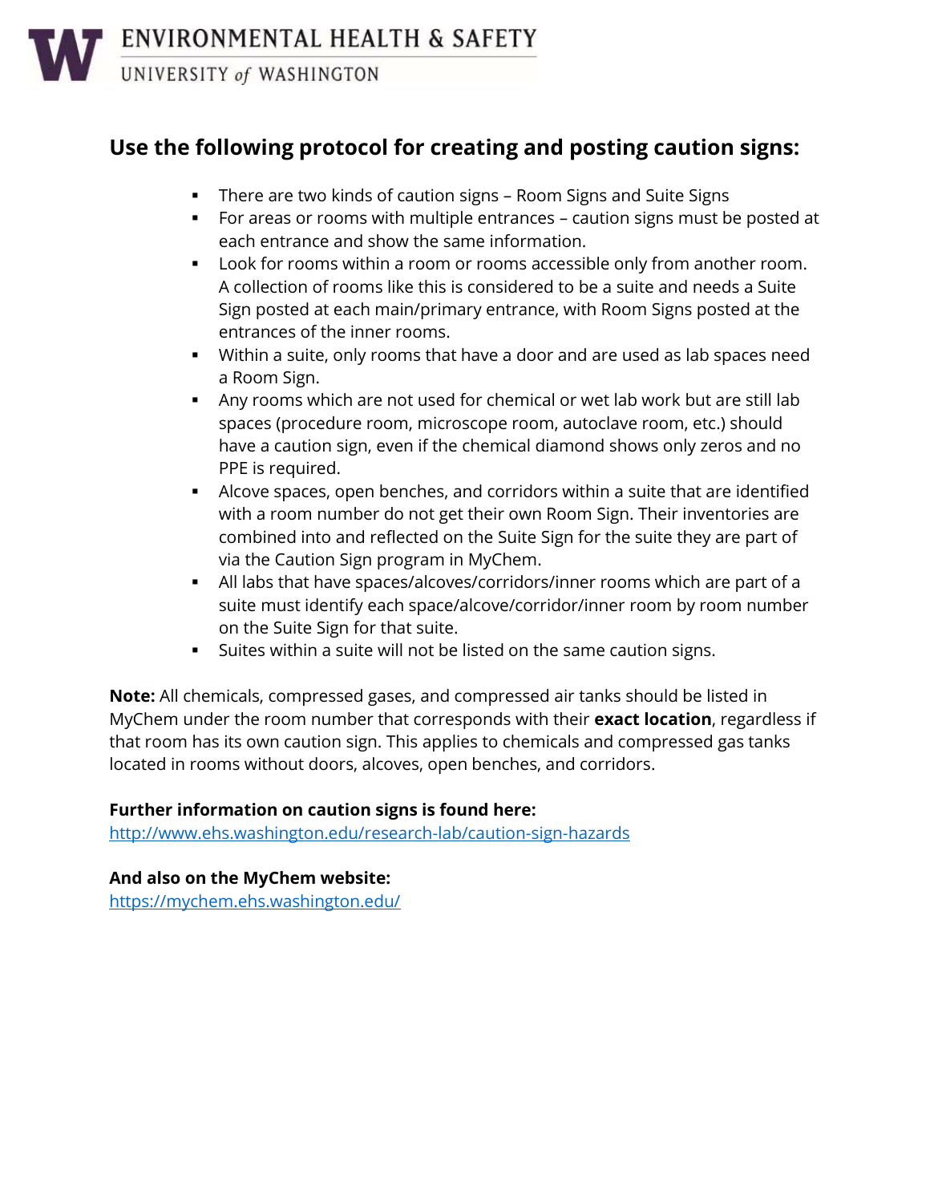ENVIRONMENTAL HEALTH & SAFETY
UNIVERSITY of WASHINGTON

## Use the following protocol for creating and posting caution signs:

- There are two kinds of caution signs – Room Signs and Suite Signs
- For areas or rooms with multiple entrances – caution signs must be posted at each entrance and show the same information.
- Look for rooms within a room or rooms accessible only from another room. A collection of rooms like this is considered to be a suite and needs a Suite Sign posted at each main/primary entrance, with Room Signs posted at the entrances of the inner rooms.
- Within a suite, only rooms that have a door and are used as lab spaces need a Room Sign.
- Any rooms which are not used for chemical or wet lab work but are still lab spaces (procedure room, microscope room, autoclave room, etc.) should have a caution sign, even if the chemical diamond shows only zeros and no PPE is required.
- Alcove spaces, open benches, and corridors within a suite that are identified with a room number do not get their own Room Sign. Their inventories are combined into and reflected on the Suite Sign for the suite they are part of via the Caution Sign program in MyChem.
- All labs that have spaces/alcoves/corridors/inner rooms which are part of a suite must identify each space/alcove/corridor/inner room by room number on the Suite Sign for that suite.
- Suites within a suite will not be listed on the same caution signs.

**Note:** All chemicals, compressed gases, and compressed air tanks should be listed in MyChem under the room number that corresponds with their **exact location**, regardless if that room has its own caution sign. This applies to chemicals and compressed gas tanks located in rooms without doors, alcoves, open benches, and corridors.

**Further information on caution signs is found here:**
http://www.ehs.washington.edu/research-lab/caution-sign-hazards

**And also on the MyChem website:**
https://mychem.ehs.washington.edu/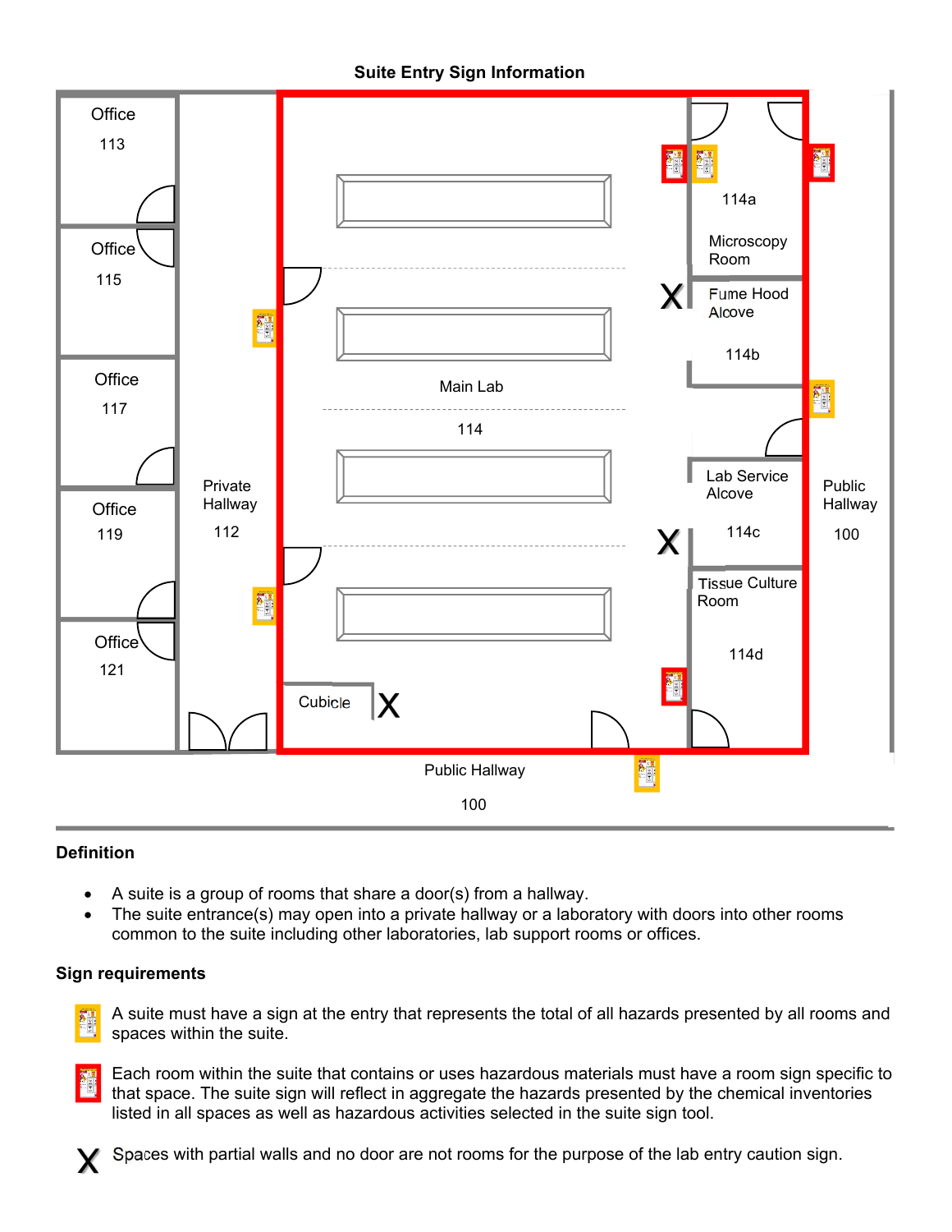## Suite Entry Sign Information

Office 113

Office 115

Office 117

Office 119

Office 121

Private Hallway 112

Main Lab 114

Cubicle X

114a Microscopy Room

X Fume Hood Alcove 114b

X Lab Service Alcove 114c

Tissue Culture Room 114d

Public Hallway 100

Public Hallway 100

### Definition

- A suite is a group of rooms that share a door(s) from a hallway.
- The suite entrance(s) may open into a private hallway or a laboratory with doors into other rooms common to the suite including other laboratories, lab support rooms or offices.

### Sign requirements

A suite must have a sign at the entry that represents the total of all hazards presented by all rooms and spaces within the suite.

Each room within the suite that contains or uses hazardous materials must have a room sign specific to that space. The suite sign will reflect in aggregate the hazards presented by the chemical inventories listed in all spaces as well as hazardous activities selected in the suite sign tool.

X Spaces with partial walls and no door are not rooms for the purpose of the lab entry caution sign.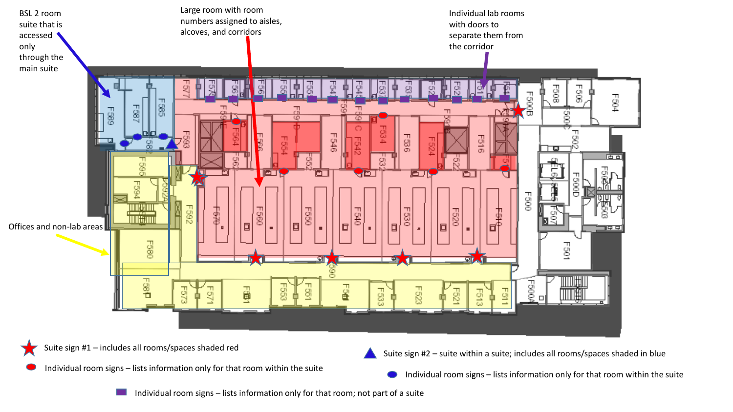BSL 2 room suite that is accessed only through the main suite

Large room with room numbers assigned to aisles, alcoves, and corridors

Individual lab rooms with doors to separate them from the corridor

Offices and non-lab areas

F589 F587 F585 F577 F593 F564 F566 F554 F546 F542 F534 F536 F524 F516 F595 F594 F592 F570 F560 F550 F540 F530 F520 F510 F580 F590 F573 F571 F553 F561 F533 F523 F521 F513 F511 F500B F508 F506 F504 F500C F502 F500D F500 F507 F503 F501 F500A

Suite sign #1 – includes all rooms/spaces shaded red

Individual room signs – lists information only for that room within the suite

Suite sign #2 – suite within a suite; includes all rooms/spaces shaded in blue

Individual room signs – lists information only for that room within the suite

Individual room signs – lists information only for that room; not part of a suite